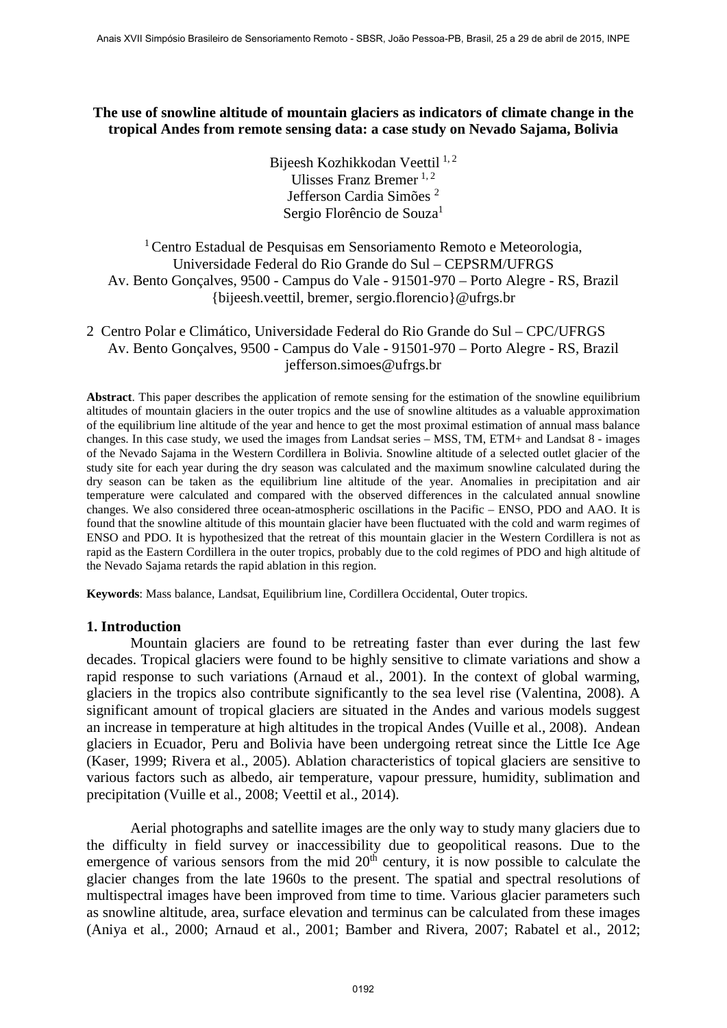# The use of snowline altitude of mountain glaciers as indicators of climate change in the tropical Andes from remote sensing data: a case study on Nevado Sajama, Bolivia

Bijeesh Kozhikkodan Veettil [1, 2]
Ulisses Franz Bremer [1, 2]
Jefferson Cardia Simões [2]
Sergio Florêncio de Souza[1]

[1] Centro Estadual de Pesquisas em Sensoriamento Remoto e Meteorologia, Universidade Federal do Rio Grande do Sul – CEPSRM/UFRGS
Av. Bento Gonçalves, 9500 - Campus do Vale - 91501-970 – Porto Alegre - RS, Brazil
{bijeesh.veettil, bremer, sergio.florencio}@ufrgs.br

[2] Centro Polar e Climático, Universidade Federal do Rio Grande do Sul – CPC/UFRGS
Av. Bento Gonçalves, 9500 - Campus do Vale - 91501-970 – Porto Alegre - RS, Brazil
jefferson.simoes@ufrgs.br

**Abstract**. This paper describes the application of remote sensing for the estimation of the snowline equilibrium altitudes of mountain glaciers in the outer tropics and the use of snowline altitudes as a valuable approximation of the equilibrium line altitude of the year and hence to get the most proximal estimation of annual mass balance changes. In this case study, we used the images from Landsat series – MSS, TM, ETM+ and Landsat 8 - images of the Nevado Sajama in the Western Cordillera in Bolivia. Snowline altitude of a selected outlet glacier of the study site for each year during the dry season was calculated and the maximum snowline calculated during the dry season can be taken as the equilibrium line altitude of the year. Anomalies in precipitation and air temperature were calculated and compared with the observed differences in the calculated annual snowline changes. We also considered three ocean-atmospheric oscillations in the Pacific – ENSO, PDO and AAO. It is found that the snowline altitude of this mountain glacier have been fluctuated with the cold and warm regimes of ENSO and PDO. It is hypothesized that the retreat of this mountain glacier in the Western Cordillera is not as rapid as the Eastern Cordillera in the outer tropics, probably due to the cold regimes of PDO and high altitude of the Nevado Sajama retards the rapid ablation in this region.

**Keywords**: Mass balance, Landsat, Equilibrium line, Cordillera Occidental, Outer tropics.

## 1. Introduction

Mountain glaciers are found to be retreating faster than ever during the last few decades. Tropical glaciers were found to be highly sensitive to climate variations and show a rapid response to such variations (Arnaud et al., 2001). In the context of global warming, glaciers in the tropics also contribute significantly to the sea level rise (Valentina, 2008). A significant amount of tropical glaciers are situated in the Andes and various models suggest an increase in temperature at high altitudes in the tropical Andes (Vuille et al., 2008). Andean glaciers in Ecuador, Peru and Bolivia have been undergoing retreat since the Little Ice Age (Kaser, 1999; Rivera et al., 2005). Ablation characteristics of topical glaciers are sensitive to various factors such as albedo, air temperature, vapour pressure, humidity, sublimation and precipitation (Vuille et al., 2008; Veettil et al., 2014).

Aerial photographs and satellite images are the only way to study many glaciers due to the difficulty in field survey or inaccessibility due to geopolitical reasons. Due to the emergence of various sensors from the mid 20th century, it is now possible to calculate the glacier changes from the late 1960s to the present. The spatial and spectral resolutions of multispectral images have been improved from time to time. Various glacier parameters such as snowline altitude, area, surface elevation and terminus can be calculated from these images (Aniya et al., 2000; Arnaud et al., 2001; Bamber and Rivera, 2007; Rabatel et al., 2012;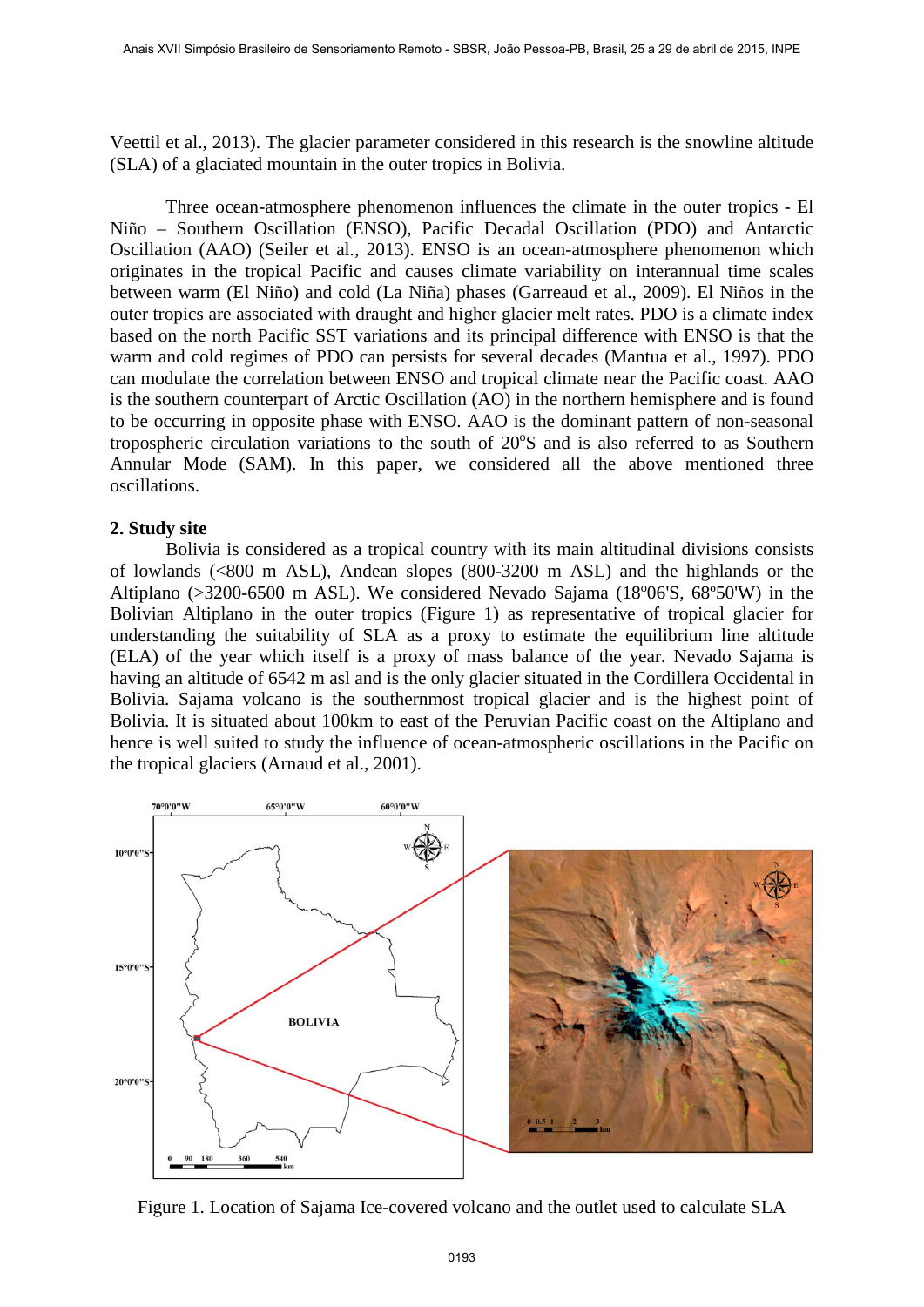Veettil et al., 2013). The glacier parameter considered in this research is the snowline altitude (SLA) of a glaciated mountain in the outer tropics in Bolivia.

Three ocean-atmosphere phenomenon influences the climate in the outer tropics - El Niño – Southern Oscillation (ENSO), Pacific Decadal Oscillation (PDO) and Antarctic Oscillation (AAO) (Seiler et al., 2013). ENSO is an ocean-atmosphere phenomenon which originates in the tropical Pacific and causes climate variability on interannual time scales between warm (El Niño) and cold (La Niña) phases (Garreaud et al., 2009). El Niños in the outer tropics are associated with draught and higher glacier melt rates. PDO is a climate index based on the north Pacific SST variations and its principal difference with ENSO is that the warm and cold regimes of PDO can persists for several decades (Mantua et al., 1997). PDO can modulate the correlation between ENSO and tropical climate near the Pacific coast. AAO is the southern counterpart of Arctic Oscillation (AO) in the northern hemisphere and is found to be occurring in opposite phase with ENSO. AAO is the dominant pattern of non-seasonal tropospheric circulation variations to the south of 20°S and is also referred to as Southern Annular Mode (SAM). In this paper, we considered all the above mentioned three oscillations.

## 2. Study site

Bolivia is considered as a tropical country with its main altitudinal divisions consists of lowlands (<800 m ASL), Andean slopes (800-3200 m ASL) and the highlands or the Altiplano (>3200-6500 m ASL). We considered Nevado Sajama (18°06'S, 68°50'W) in the Bolivian Altiplano in the outer tropics (Figure 1) as representative of tropical glacier for understanding the suitability of SLA as a proxy to estimate the equilibrium line altitude (ELA) of the year which itself is a proxy of mass balance of the year. Nevado Sajama is having an altitude of 6542 m asl and is the only glacier situated in the Cordillera Occidental in Bolivia. Sajama volcano is the southernmost tropical glacier and is the highest point of Bolivia. It is situated about 100km to east of the Peruvian Pacific coast on the Altiplano and hence is well suited to study the influence of ocean-atmospheric oscillations in the Pacific on the tropical glaciers (Arnaud et al., 2001).

Figure 1. Location of Sajama Ice-covered volcano and the outlet used to calculate SLA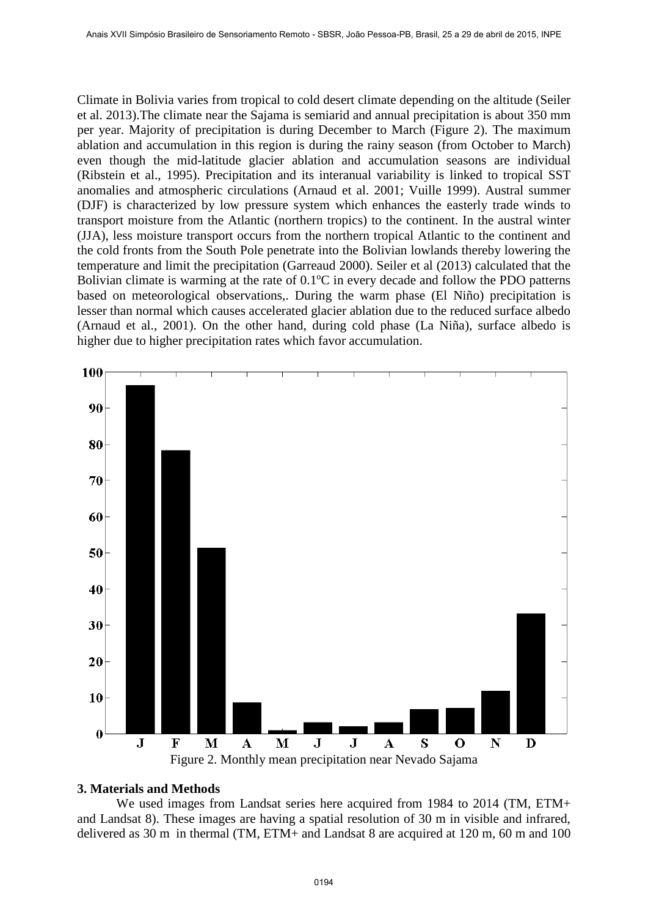Climate in Bolivia varies from tropical to cold desert climate depending on the altitude (Seiler et al. 2013).The climate near the Sajama is semiarid and annual precipitation is about 350 mm per year. Majority of precipitation is during December to March (Figure 2). The maximum ablation and accumulation in this region is during the rainy season (from October to March) even though the mid-latitude glacier ablation and accumulation seasons are individual (Ribstein et al., 1995). Precipitation and its interanual variability is linked to tropical SST anomalies and atmospheric circulations (Arnaud et al. 2001; Vuille 1999). Austral summer (DJF) is characterized by low pressure system which enhances the easterly trade winds to transport moisture from the Atlantic (northern tropics) to the continent. In the austral winter (JJA), less moisture transport occurs from the northern tropical Atlantic to the continent and the cold fronts from the South Pole penetrate into the Bolivian lowlands thereby lowering the temperature and limit the precipitation (Garreaud 2000). Seiler et al (2013) calculated that the Bolivian climate is warming at the rate of 0.1ºC in every decade and follow the PDO patterns based on meteorological observations,. During the warm phase (El Niño) precipitation is lesser than normal which causes accelerated glacier ablation due to the reduced surface albedo (Arnaud et al., 2001). On the other hand, during cold phase (La Niña), surface albedo is higher due to higher precipitation rates which favor accumulation.

Figure 2. Monthly mean precipitation near Nevado Sajama

## 3. Materials and Methods

We used images from Landsat series here acquired from 1984 to 2014 (TM, ETM+ and Landsat 8). These images are having a spatial resolution of 30 m in visible and infrared, delivered as 30 m in thermal (TM, ETM+ and Landsat 8 are acquired at 120 m, 60 m and 100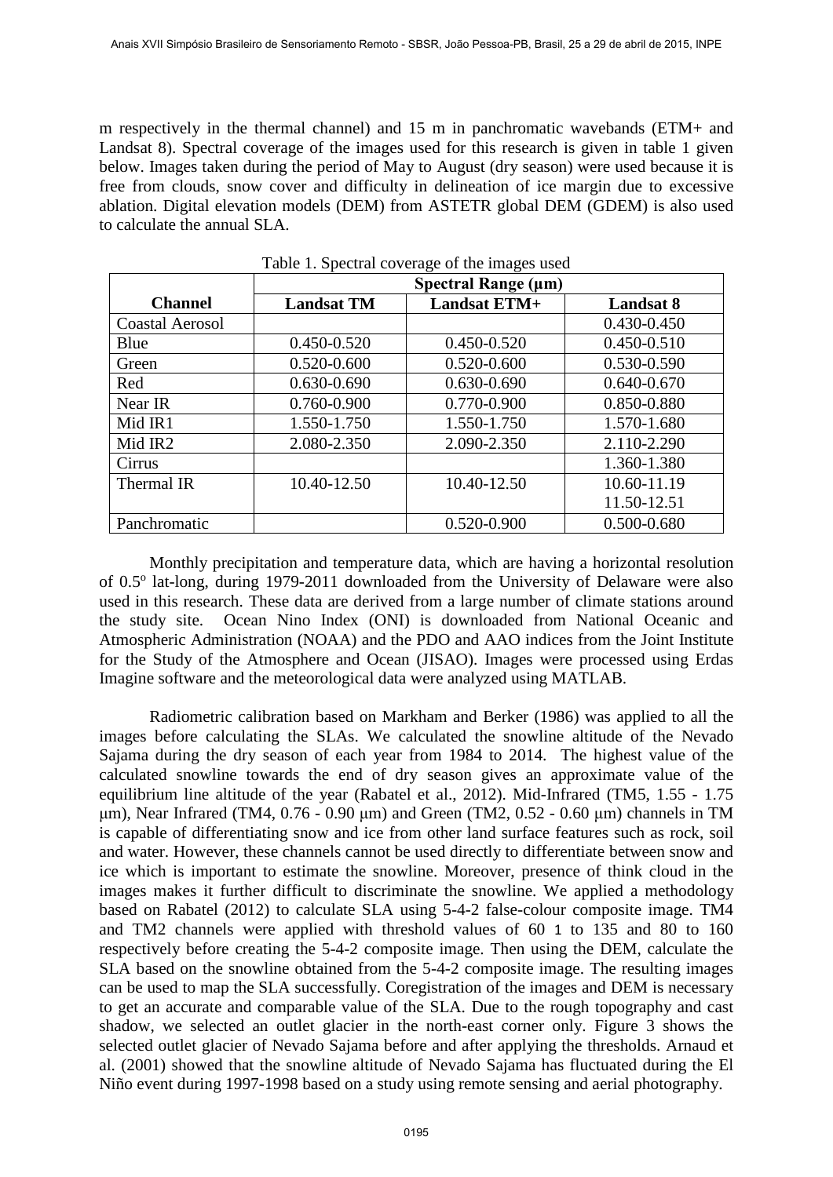m respectively in the thermal channel) and 15 m in panchromatic wavebands (ETM+ and Landsat 8). Spectral coverage of the images used for this research is given in table 1 given below. Images taken during the period of May to August (dry season) were used because it is free from clouds, snow cover and difficulty in delineation of ice margin due to excessive ablation. Digital elevation models (DEM) from ASTETR global DEM (GDEM) is also used to calculate the annual SLA.

Table 1. Spectral coverage of the images used

| | **Spectral Range (µm)** | | |
|---|---|---|---|
| **Channel** | **Landsat TM** | **Landsat ETM+** | **Landsat 8** |
| Coastal Aerosol | | | 0.430-0.450 |
| Blue | 0.450-0.520 | 0.450-0.520 | 0.450-0.510 |
| Green | 0.520-0.600 | 0.520-0.600 | 0.530-0.590 |
| Red | 0.630-0.690 | 0.630-0.690 | 0.640-0.670 |
| Near IR | 0.760-0.900 | 0.770-0.900 | 0.850-0.880 |
| Mid IR1 | 1.550-1.750 | 1.550-1.750 | 1.570-1.680 |
| Mid IR2 | 2.080-2.350 | 2.090-2.350 | 2.110-2.290 |
| Cirrus | | | 1.360-1.380 |
| Thermal IR | 10.40-12.50 | 10.40-12.50 | 10.60-11.19<br>11.50-12.51 |
| Panchromatic | | 0.520-0.900 | 0.500-0.680 |

Monthly precipitation and temperature data, which are having a horizontal resolution of 0.5º lat-long, during 1979-2011 downloaded from the University of Delaware were also used in this research. These data are derived from a large number of climate stations around the study site. Ocean Nino Index (ONI) is downloaded from National Oceanic and Atmospheric Administration (NOAA) and the PDO and AAO indices from the Joint Institute for the Study of the Atmosphere and Ocean (JISAO). Images were processed using Erdas Imagine software and the meteorological data were analyzed using MATLAB.

Radiometric calibration based on Markham and Berker (1986) was applied to all the images before calculating the SLAs. We calculated the snowline altitude of the Nevado Sajama during the dry season of each year from 1984 to 2014. The highest value of the calculated snowline towards the end of dry season gives an approximate value of the equilibrium line altitude of the year (Rabatel et al., 2012). Mid-Infrared (TM5, 1.55 - 1.75 μm), Near Infrared (TM4, 0.76 - 0.90 μm) and Green (TM2, 0.52 - 0.60 μm) channels in TM is capable of differentiating snow and ice from other land surface features such as rock, soil and water. However, these channels cannot be used directly to differentiate between snow and ice which is important to estimate the snowline. Moreover, presence of think cloud in the images makes it further difficult to discriminate the snowline. We applied a methodology based on Rabatel (2012) to calculate SLA using 5-4-2 false-colour composite image. TM4 and TM2 channels were applied with threshold values of 60 1 to 135 and 80 to 160 respectively before creating the 5-4-2 composite image. Then using the DEM, calculate the SLA based on the snowline obtained from the 5-4-2 composite image. The resulting images can be used to map the SLA successfully. Coregistration of the images and DEM is necessary to get an accurate and comparable value of the SLA. Due to the rough topography and cast shadow, we selected an outlet glacier in the north-east corner only. Figure 3 shows the selected outlet glacier of Nevado Sajama before and after applying the thresholds. Arnaud et al. (2001) showed that the snowline altitude of Nevado Sajama has fluctuated during the El Niño event during 1997-1998 based on a study using remote sensing and aerial photography.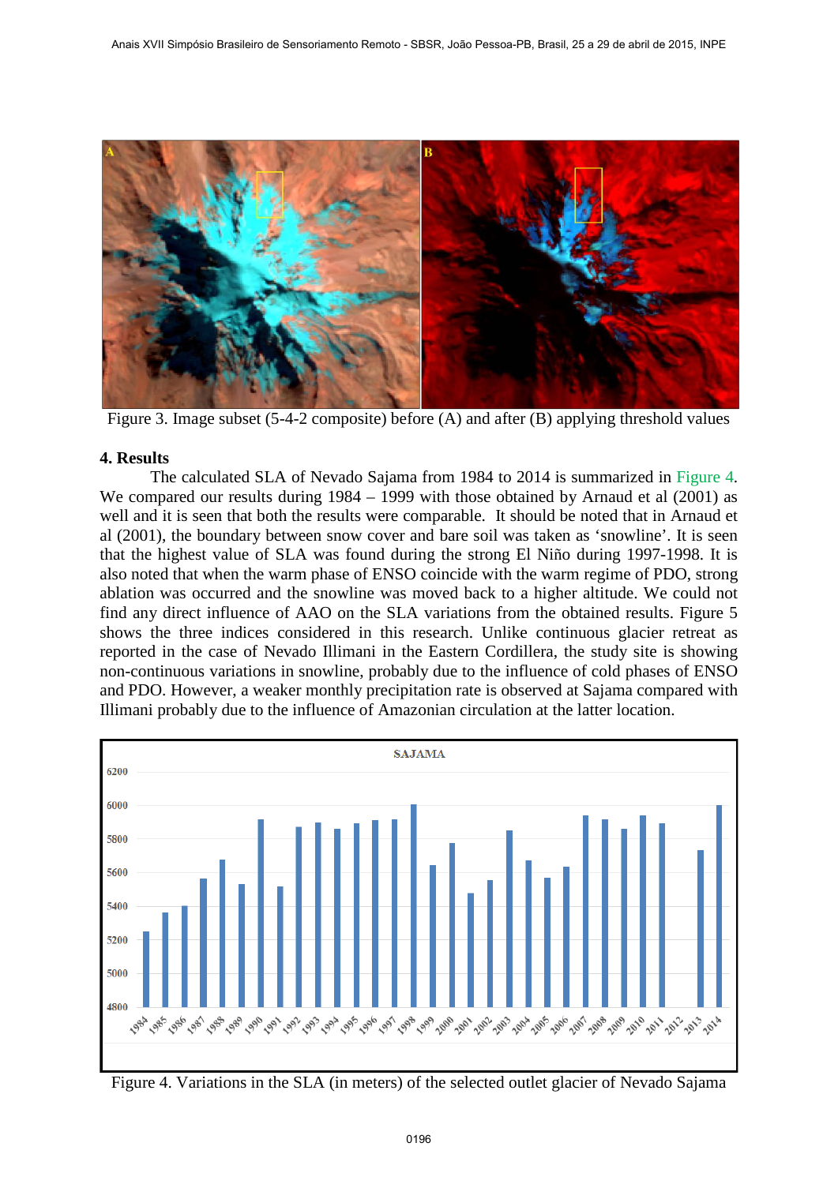Figure 3. Image subset (5-4-2 composite) before (A) and after (B) applying threshold values

## 4. Results

The calculated SLA of Nevado Sajama from 1984 to 2014 is summarized in Figure 4. We compared our results during 1984 – 1999 with those obtained by Arnaud et al (2001) as well and it is seen that both the results were comparable. It should be noted that in Arnaud et al (2001), the boundary between snow cover and bare soil was taken as 'snowline'. It is seen that the highest value of SLA was found during the strong El Niño during 1997-1998. It is also noted that when the warm phase of ENSO coincide with the warm regime of PDO, strong ablation was occurred and the snowline was moved back to a higher altitude. We could not find any direct influence of AAO on the SLA variations from the obtained results. Figure 5 shows the three indices considered in this research. Unlike continuous glacier retreat as reported in the case of Nevado Illimani in the Eastern Cordillera, the study site is showing non-continuous variations in snowline, probably due to the influence of cold phases of ENSO and PDO. However, a weaker monthly precipitation rate is observed at Sajama compared with Illimani probably due to the influence of Amazonian circulation at the latter location.

Figure 4. Variations in the SLA (in meters) of the selected outlet glacier of Nevado Sajama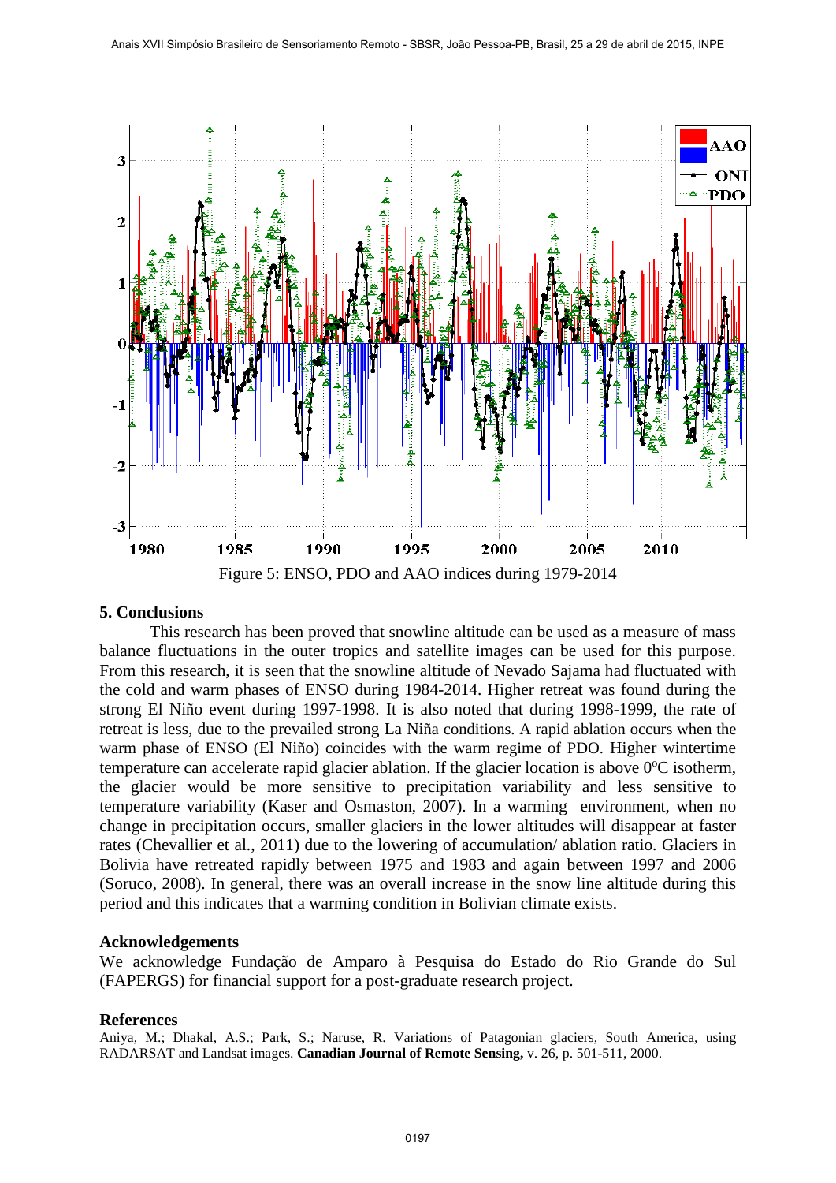Figure 5: ENSO, PDO and AAO indices during 1979-2014

## 5. Conclusions

This research has been proved that snowline altitude can be used as a measure of mass balance fluctuations in the outer tropics and satellite images can be used for this purpose. From this research, it is seen that the snowline altitude of Nevado Sajama had fluctuated with the cold and warm phases of ENSO during 1984-2014. Higher retreat was found during the strong El Niño event during 1997-1998. It is also noted that during 1998-1999, the rate of retreat is less, due to the prevailed strong La Niña conditions. A rapid ablation occurs when the warm phase of ENSO (El Niño) coincides with the warm regime of PDO. Higher wintertime temperature can accelerate rapid glacier ablation. If the glacier location is above $0^{o}$C isotherm, the glacier would be more sensitive to precipitation variability and less sensitive to temperature variability (Kaser and Osmaston, 2007). In a warming environment, when no change in precipitation occurs, smaller glaciers in the lower altitudes will disappear at faster rates (Chevallier et al., 2011) due to the lowering of accumulation/ ablation ratio. Glaciers in Bolivia have retreated rapidly between 1975 and 1983 and again between 1997 and 2006 (Soruco, 2008). In general, there was an overall increase in the snow line altitude during this period and this indicates that a warming condition in Bolivian climate exists.

## Acknowledgements

We acknowledge Fundação de Amparo à Pesquisa do Estado do Rio Grande do Sul (FAPERGS) for financial support for a post-graduate research project.

## References

Aniya, M.; Dhakal, A.S.; Park, S.; Naruse, R. Variations of Patagonian glaciers, South America, using RADARSAT and Landsat images. **Canadian Journal of Remote Sensing,** v. 26, p. 501-511, 2000.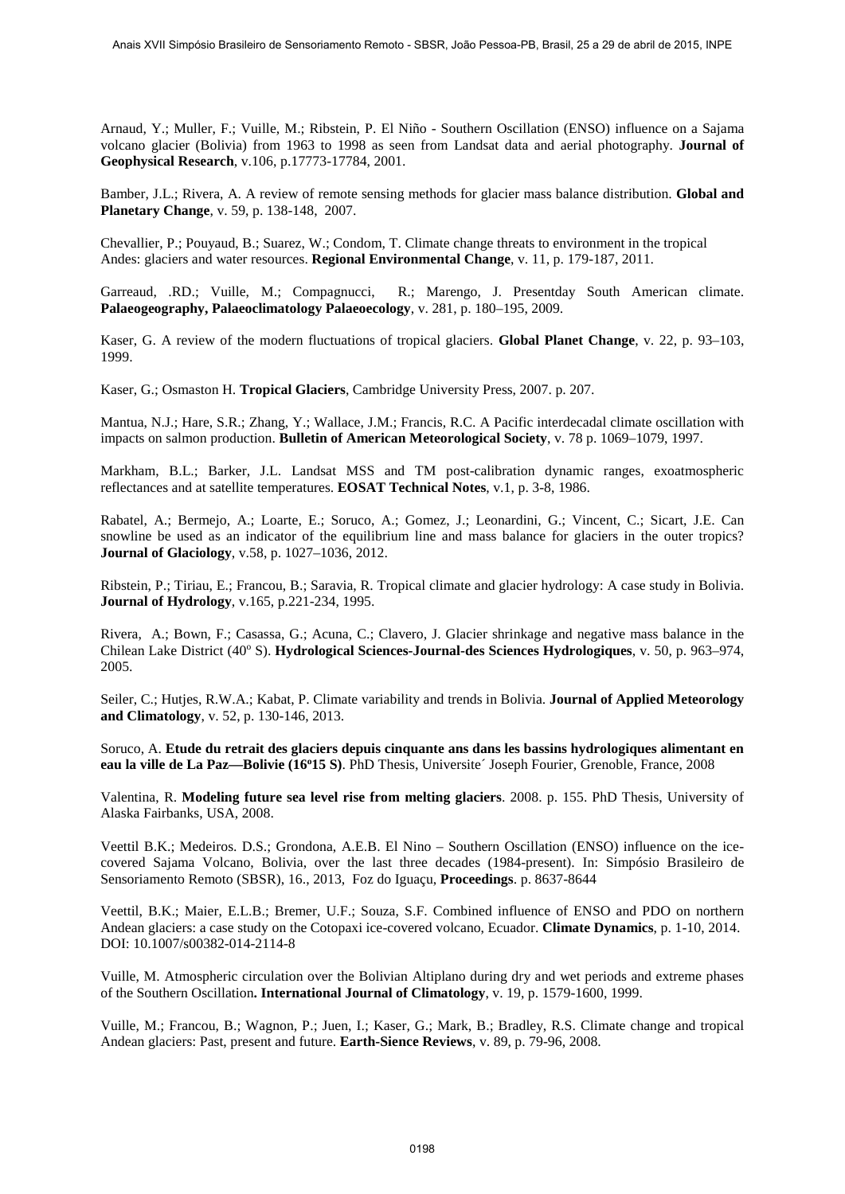Arnaud, Y.; Muller, F.; Vuille, M.; Ribstein, P. El Niño - Southern Oscillation (ENSO) influence on a Sajama volcano glacier (Bolivia) from 1963 to 1998 as seen from Landsat data and aerial photography. **Journal of Geophysical Research**, v.106, p.17773-17784, 2001.

Bamber, J.L.; Rivera, A. A review of remote sensing methods for glacier mass balance distribution. **Global and Planetary Change**, v. 59, p. 138-148, 2007.

Chevallier, P.; Pouyaud, B.; Suarez, W.; Condom, T. Climate change threats to environment in the tropical Andes: glaciers and water resources. **Regional Environmental Change**, v. 11, p. 179-187, 2011.

Garreaud, .RD.; Vuille, M.; Compagnucci, R.; Marengo, J. Presentday South American climate. **Palaeogeography, Palaeoclimatology Palaeoecology**, v. 281, p. 180–195, 2009.

Kaser, G. A review of the modern fluctuations of tropical glaciers. **Global Planet Change**, v. 22, p. 93–103, 1999.

Kaser, G.; Osmaston H. **Tropical Glaciers**, Cambridge University Press, 2007. p. 207.

Mantua, N.J.; Hare, S.R.; Zhang, Y.; Wallace, J.M.; Francis, R.C. A Pacific interdecadal climate oscillation with impacts on salmon production. **Bulletin of American Meteorological Society**, v. 78 p. 1069–1079, 1997.

Markham, B.L.; Barker, J.L. Landsat MSS and TM post-calibration dynamic ranges, exoatmospheric reflectances and at satellite temperatures. **EOSAT Technical Notes**, v.1, p. 3-8, 1986.

Rabatel, A.; Bermejo, A.; Loarte, E.; Soruco, A.; Gomez, J.; Leonardini, G.; Vincent, C.; Sicart, J.E. Can snowline be used as an indicator of the equilibrium line and mass balance for glaciers in the outer tropics? **Journal of Glaciology**, v.58, p. 1027–1036, 2012.

Ribstein, P.; Tiriau, E.; Francou, B.; Saravia, R. Tropical climate and glacier hydrology: A case study in Bolivia. **Journal of Hydrology**, v.165, p.221-234, 1995.

Rivera, A.; Bown, F.; Casassa, G.; Acuna, C.; Clavero, J. Glacier shrinkage and negative mass balance in the Chilean Lake District (40º S). **Hydrological Sciences-Journal-des Sciences Hydrologiques**, v. 50, p. 963–974, 2005.

Seiler, C.; Hutjes, R.W.A.; Kabat, P. Climate variability and trends in Bolivia. **Journal of Applied Meteorology and Climatology**, v. 52, p. 130-146, 2013.

Soruco, A. **Etude du retrait des glaciers depuis cinquante ans dans les bassins hydrologiques alimentant en eau la ville de La Paz—Bolivie (16º15 S)**. PhD Thesis, Universite´ Joseph Fourier, Grenoble, France, 2008

Valentina, R. **Modeling future sea level rise from melting glaciers**. 2008. p. 155. PhD Thesis, University of Alaska Fairbanks, USA, 2008.

Veettil B.K.; Medeiros. D.S.; Grondona, A.E.B. El Nino – Southern Oscillation (ENSO) influence on the ice-covered Sajama Volcano, Bolivia, over the last three decades (1984-present). In: Simpósio Brasileiro de Sensoriamento Remoto (SBSR), 16., 2013, Foz do Iguaçu, **Proceedings**. p. 8637-8644

Veettil, B.K.; Maier, E.L.B.; Bremer, U.F.; Souza, S.F. Combined influence of ENSO and PDO on northern Andean glaciers: a case study on the Cotopaxi ice-covered volcano, Ecuador. **Climate Dynamics**, p. 1-10, 2014. DOI: 10.1007/s00382-014-2114-8

Vuille, M. Atmospheric circulation over the Bolivian Altiplano during dry and wet periods and extreme phases of the Southern Oscillation**. International Journal of Climatology**, v. 19, p. 1579-1600, 1999.

Vuille, M.; Francou, B.; Wagnon, P.; Juen, I.; Kaser, G.; Mark, B.; Bradley, R.S. Climate change and tropical Andean glaciers: Past, present and future. **Earth-Sience Reviews**, v. 89, p. 79-96, 2008.